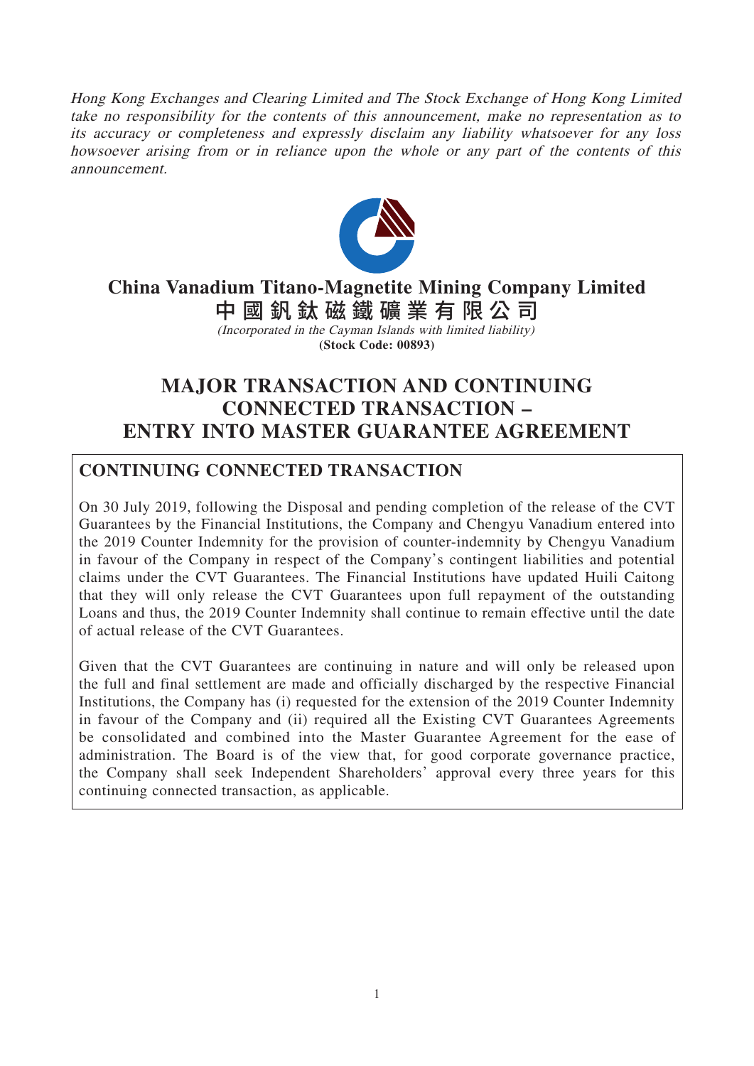*Hong Kong Exchanges and Clearing Limited and The Stock Exchange of Hong Kong Limited take no responsibility for the contents of this announcement, make no representation as to its accuracy or completeness and expressly disclaim any liability whatsoever for any loss howsoever arising from or in reliance upon the whole or any part of the contents of this announcement.*

**China Vanadium Titano-Magnetite Mining Company Limited**
**中國釩鈦磁鐵礦業有限公司**
*(Incorporated in the Cayman Islands with limited liability)*
**(Stock Code: 00893)**

# MAJOR TRANSACTION AND CONTINUING CONNECTED TRANSACTION – ENTRY INTO MASTER GUARANTEE AGREEMENT

## CONTINUING CONNECTED TRANSACTION

On 30 July 2019, following the Disposal and pending completion of the release of the CVT Guarantees by the Financial Institutions, the Company and Chengyu Vanadium entered into the 2019 Counter Indemnity for the provision of counter-indemnity by Chengyu Vanadium in favour of the Company in respect of the Company's contingent liabilities and potential claims under the CVT Guarantees. The Financial Institutions have updated Huili Caitong that they will only release the CVT Guarantees upon full repayment of the outstanding Loans and thus, the 2019 Counter Indemnity shall continue to remain effective until the date of actual release of the CVT Guarantees.

Given that the CVT Guarantees are continuing in nature and will only be released upon the full and final settlement are made and officially discharged by the respective Financial Institutions, the Company has (i) requested for the extension of the 2019 Counter Indemnity in favour of the Company and (ii) required all the Existing CVT Guarantees Agreements be consolidated and combined into the Master Guarantee Agreement for the ease of administration. The Board is of the view that, for good corporate governance practice, the Company shall seek Independent Shareholders' approval every three years for this continuing connected transaction, as applicable.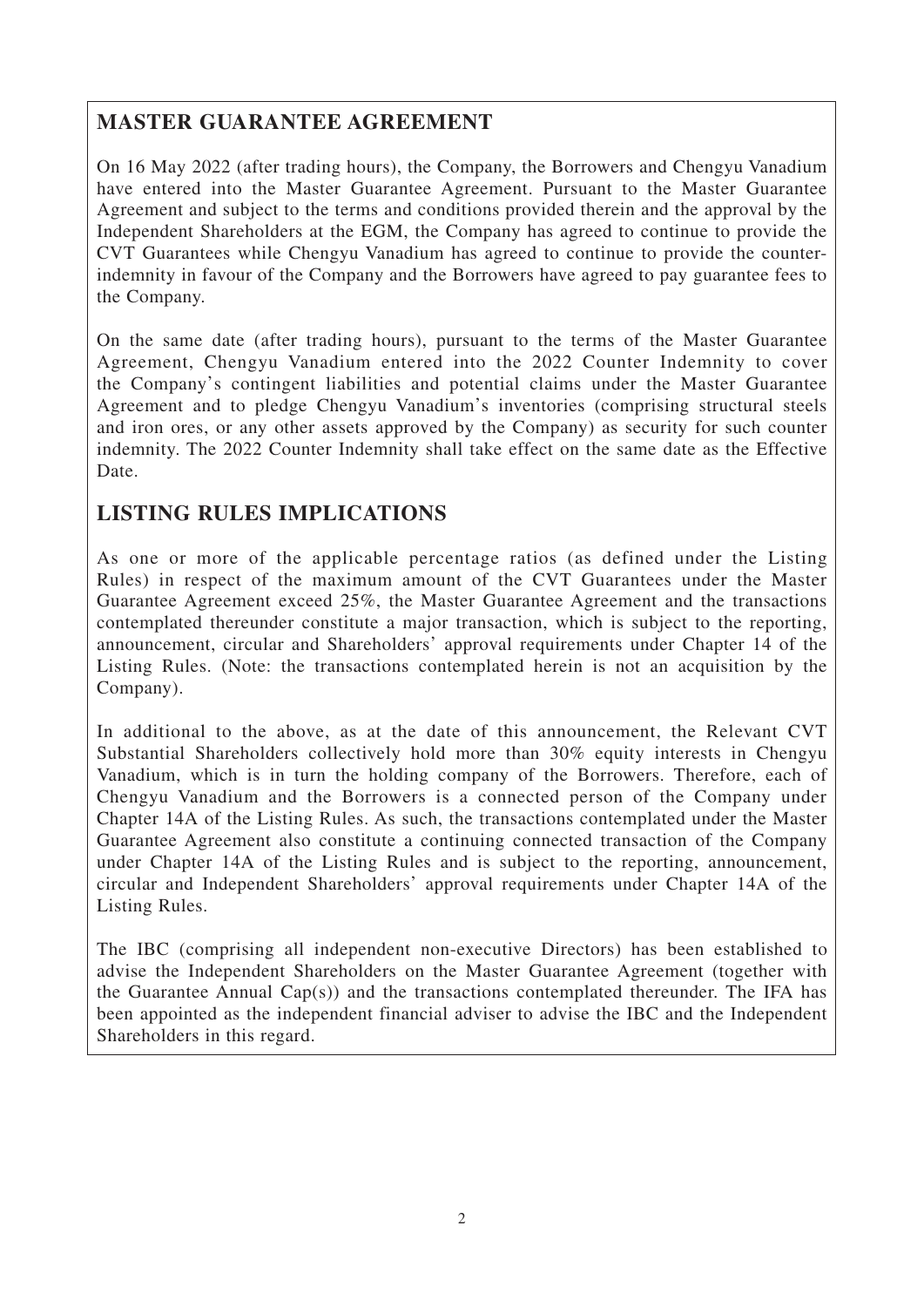## MASTER GUARANTEE AGREEMENT

On 16 May 2022 (after trading hours), the Company, the Borrowers and Chengyu Vanadium have entered into the Master Guarantee Agreement. Pursuant to the Master Guarantee Agreement and subject to the terms and conditions provided therein and the approval by the Independent Shareholders at the EGM, the Company has agreed to continue to provide the CVT Guarantees while Chengyu Vanadium has agreed to continue to provide the counter-indemnity in favour of the Company and the Borrowers have agreed to pay guarantee fees to the Company.

On the same date (after trading hours), pursuant to the terms of the Master Guarantee Agreement, Chengyu Vanadium entered into the 2022 Counter Indemnity to cover the Company's contingent liabilities and potential claims under the Master Guarantee Agreement and to pledge Chengyu Vanadium's inventories (comprising structural steels and iron ores, or any other assets approved by the Company) as security for such counter indemnity. The 2022 Counter Indemnity shall take effect on the same date as the Effective Date.

## LISTING RULES IMPLICATIONS

As one or more of the applicable percentage ratios (as defined under the Listing Rules) in respect of the maximum amount of the CVT Guarantees under the Master Guarantee Agreement exceed 25%, the Master Guarantee Agreement and the transactions contemplated thereunder constitute a major transaction, which is subject to the reporting, announcement, circular and Shareholders' approval requirements under Chapter 14 of the Listing Rules. (Note: the transactions contemplated herein is not an acquisition by the Company).

In additional to the above, as at the date of this announcement, the Relevant CVT Substantial Shareholders collectively hold more than 30% equity interests in Chengyu Vanadium, which is in turn the holding company of the Borrowers. Therefore, each of Chengyu Vanadium and the Borrowers is a connected person of the Company under Chapter 14A of the Listing Rules. As such, the transactions contemplated under the Master Guarantee Agreement also constitute a continuing connected transaction of the Company under Chapter 14A of the Listing Rules and is subject to the reporting, announcement, circular and Independent Shareholders' approval requirements under Chapter 14A of the Listing Rules.

The IBC (comprising all independent non-executive Directors) has been established to advise the Independent Shareholders on the Master Guarantee Agreement (together with the Guarantee Annual Cap(s)) and the transactions contemplated thereunder. The IFA has been appointed as the independent financial adviser to advise the IBC and the Independent Shareholders in this regard.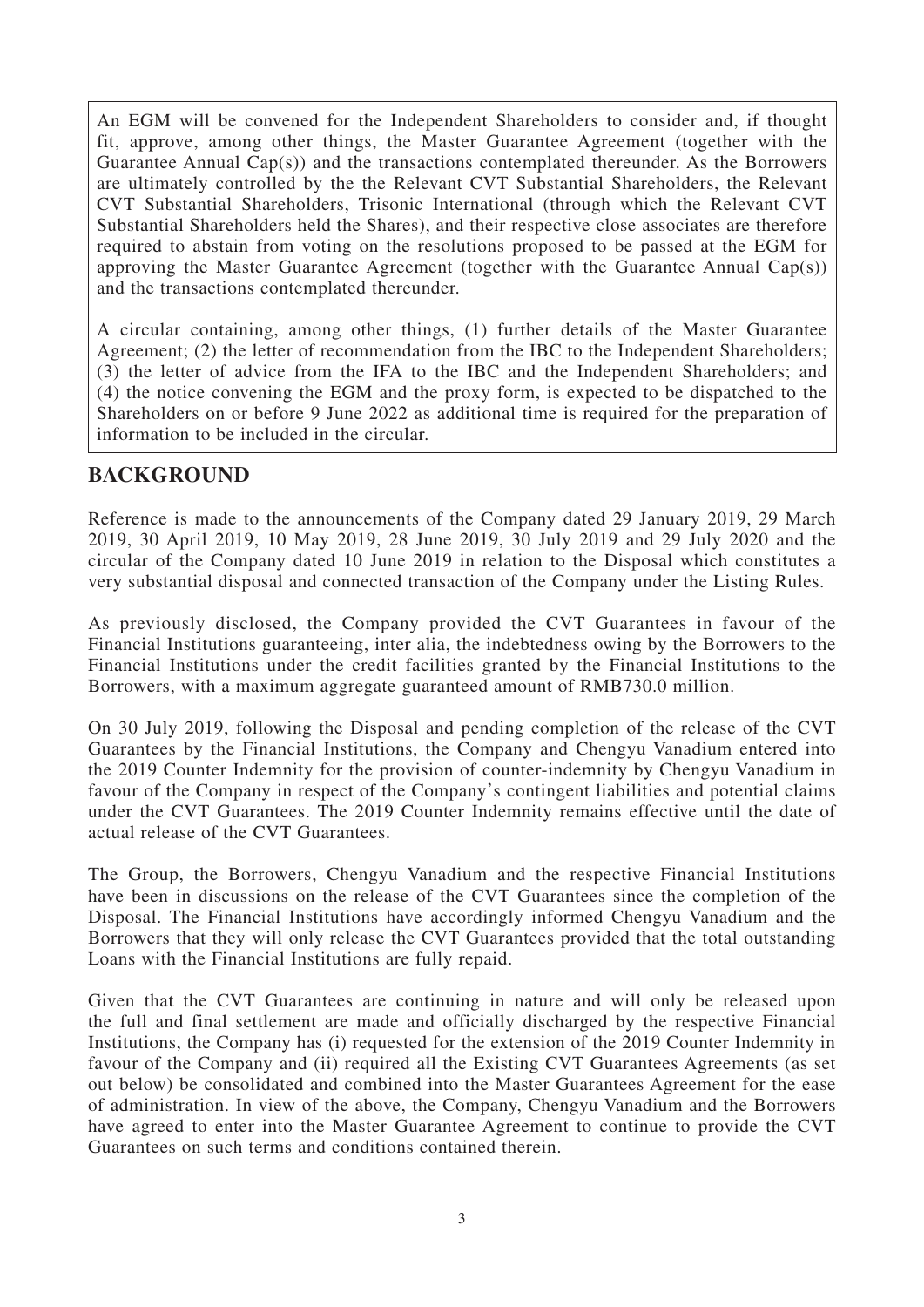An EGM will be convened for the Independent Shareholders to consider and, if thought fit, approve, among other things, the Master Guarantee Agreement (together with the Guarantee Annual Cap(s)) and the transactions contemplated thereunder. As the Borrowers are ultimately controlled by the the Relevant CVT Substantial Shareholders, the Relevant CVT Substantial Shareholders, Trisonic International (through which the Relevant CVT Substantial Shareholders held the Shares), and their respective close associates are therefore required to abstain from voting on the resolutions proposed to be passed at the EGM for approving the Master Guarantee Agreement (together with the Guarantee Annual Cap(s)) and the transactions contemplated thereunder.

A circular containing, among other things, (1) further details of the Master Guarantee Agreement; (2) the letter of recommendation from the IBC to the Independent Shareholders; (3) the letter of advice from the IFA to the IBC and the Independent Shareholders; and (4) the notice convening the EGM and the proxy form, is expected to be dispatched to the Shareholders on or before 9 June 2022 as additional time is required for the preparation of information to be included in the circular.

## BACKGROUND

Reference is made to the announcements of the Company dated 29 January 2019, 29 March 2019, 30 April 2019, 10 May 2019, 28 June 2019, 30 July 2019 and 29 July 2020 and the circular of the Company dated 10 June 2019 in relation to the Disposal which constitutes a very substantial disposal and connected transaction of the Company under the Listing Rules.

As previously disclosed, the Company provided the CVT Guarantees in favour of the Financial Institutions guaranteeing, inter alia, the indebtedness owing by the Borrowers to the Financial Institutions under the credit facilities granted by the Financial Institutions to the Borrowers, with a maximum aggregate guaranteed amount of RMB730.0 million.

On 30 July 2019, following the Disposal and pending completion of the release of the CVT Guarantees by the Financial Institutions, the Company and Chengyu Vanadium entered into the 2019 Counter Indemnity for the provision of counter-indemnity by Chengyu Vanadium in favour of the Company in respect of the Company's contingent liabilities and potential claims under the CVT Guarantees. The 2019 Counter Indemnity remains effective until the date of actual release of the CVT Guarantees.

The Group, the Borrowers, Chengyu Vanadium and the respective Financial Institutions have been in discussions on the release of the CVT Guarantees since the completion of the Disposal. The Financial Institutions have accordingly informed Chengyu Vanadium and the Borrowers that they will only release the CVT Guarantees provided that the total outstanding Loans with the Financial Institutions are fully repaid.

Given that the CVT Guarantees are continuing in nature and will only be released upon the full and final settlement are made and officially discharged by the respective Financial Institutions, the Company has (i) requested for the extension of the 2019 Counter Indemnity in favour of the Company and (ii) required all the Existing CVT Guarantees Agreements (as set out below) be consolidated and combined into the Master Guarantees Agreement for the ease of administration. In view of the above, the Company, Chengyu Vanadium and the Borrowers have agreed to enter into the Master Guarantee Agreement to continue to provide the CVT Guarantees on such terms and conditions contained therein.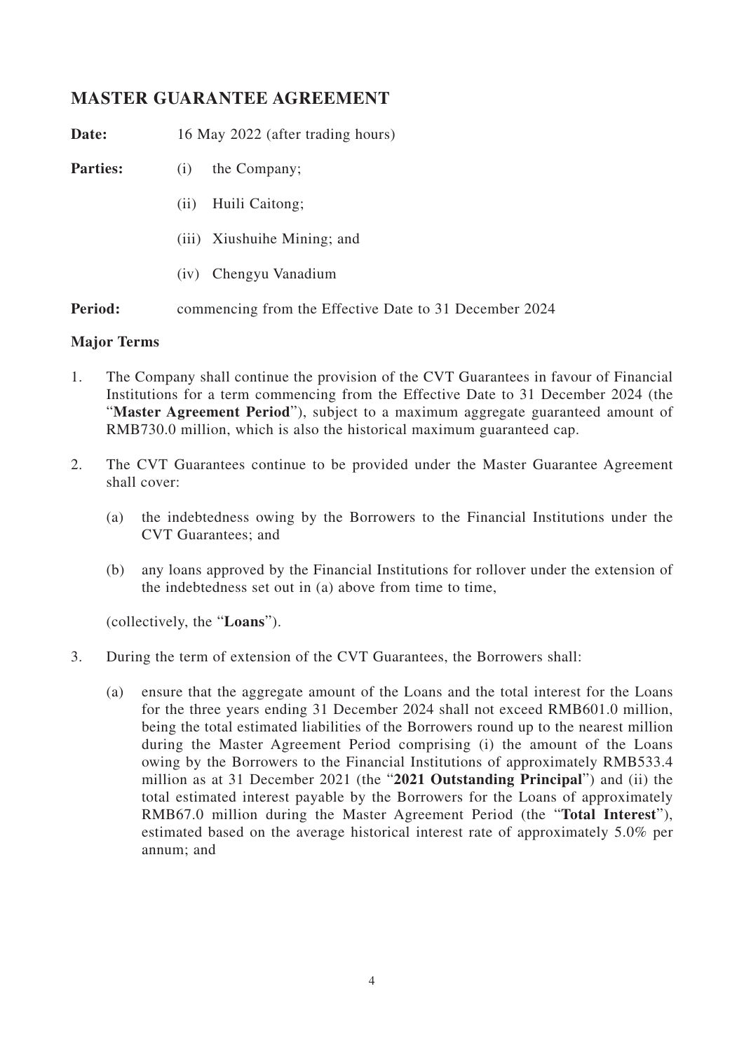## MASTER GUARANTEE AGREEMENT

**Date:** 16 May 2022 (after trading hours)

**Parties:**
(i) the Company;
(ii) Huili Caitong;
(iii) Xiushuihe Mining; and
(iv) Chengyu Vanadium

**Period:** commencing from the Effective Date to 31 December 2024

**Major Terms**

1. The Company shall continue the provision of the CVT Guarantees in favour of Financial Institutions for a term commencing from the Effective Date to 31 December 2024 (the "**Master Agreement Period**"), subject to a maximum aggregate guaranteed amount of RMB730.0 million, which is also the historical maximum guaranteed cap.

2. The CVT Guarantees continue to be provided under the Master Guarantee Agreement shall cover:

   (a) the indebtedness owing by the Borrowers to the Financial Institutions under the CVT Guarantees; and

   (b) any loans approved by the Financial Institutions for rollover under the extension of the indebtedness set out in (a) above from time to time,

   (collectively, the "**Loans**").

3. During the term of extension of the CVT Guarantees, the Borrowers shall:

   (a) ensure that the aggregate amount of the Loans and the total interest for the Loans for the three years ending 31 December 2024 shall not exceed RMB601.0 million, being the total estimated liabilities of the Borrowers round up to the nearest million during the Master Agreement Period comprising (i) the amount of the Loans owing by the Borrowers to the Financial Institutions of approximately RMB533.4 million as at 31 December 2021 (the "**2021 Outstanding Principal**") and (ii) the total estimated interest payable by the Borrowers for the Loans of approximately RMB67.0 million during the Master Agreement Period (the "**Total Interest**"), estimated based on the average historical interest rate of approximately 5.0% per annum; and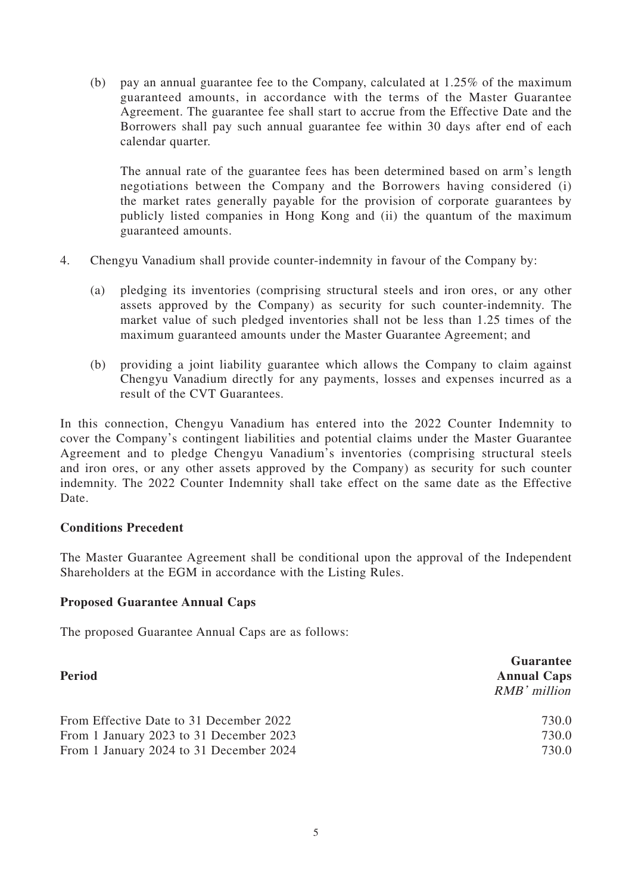(b) pay an annual guarantee fee to the Company, calculated at 1.25% of the maximum guaranteed amounts, in accordance with the terms of the Master Guarantee Agreement. The guarantee fee shall start to accrue from the Effective Date and the Borrowers shall pay such annual guarantee fee within 30 days after end of each calendar quarter.

The annual rate of the guarantee fees has been determined based on arm's length negotiations between the Company and the Borrowers having considered (i) the market rates generally payable for the provision of corporate guarantees by publicly listed companies in Hong Kong and (ii) the quantum of the maximum guaranteed amounts.

4. Chengyu Vanadium shall provide counter-indemnity in favour of the Company by:

   (a) pledging its inventories (comprising structural steels and iron ores, or any other assets approved by the Company) as security for such counter-indemnity. The market value of such pledged inventories shall not be less than 1.25 times of the maximum guaranteed amounts under the Master Guarantee Agreement; and

   (b) providing a joint liability guarantee which allows the Company to claim against Chengyu Vanadium directly for any payments, losses and expenses incurred as a result of the CVT Guarantees.

In this connection, Chengyu Vanadium has entered into the 2022 Counter Indemnity to cover the Company's contingent liabilities and potential claims under the Master Guarantee Agreement and to pledge Chengyu Vanadium's inventories (comprising structural steels and iron ores, or any other assets approved by the Company) as security for such counter indemnity. The 2022 Counter Indemnity shall take effect on the same date as the Effective Date.

**Conditions Precedent**

The Master Guarantee Agreement shall be conditional upon the approval of the Independent Shareholders at the EGM in accordance with the Listing Rules.

**Proposed Guarantee Annual Caps**

The proposed Guarantee Annual Caps are as follows:

| **Period** | **Guarantee Annual Caps** *RMB' million* |
|---|---|
| From Effective Date to 31 December 2022 | 730.0 |
| From 1 January 2023 to 31 December 2023 | 730.0 |
| From 1 January 2024 to 31 December 2024 | 730.0 |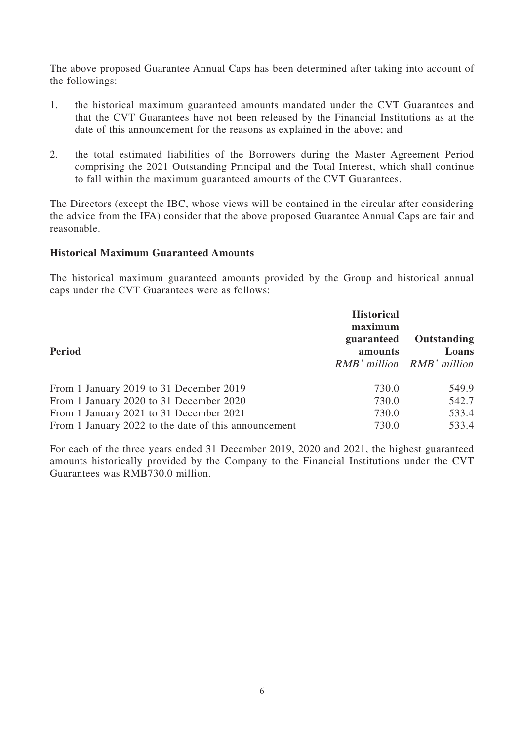The above proposed Guarantee Annual Caps has been determined after taking into account of the followings:

1. the historical maximum guaranteed amounts mandated under the CVT Guarantees and that the CVT Guarantees have not been released by the Financial Institutions as at the date of this announcement for the reasons as explained in the above; and
2. the total estimated liabilities of the Borrowers during the Master Agreement Period comprising the 2021 Outstanding Principal and the Total Interest, which shall continue to fall within the maximum guaranteed amounts of the CVT Guarantees.

The Directors (except the IBC, whose views will be contained in the circular after considering the advice from the IFA) consider that the above proposed Guarantee Annual Caps are fair and reasonable.

**Historical Maximum Guaranteed Amounts**

The historical maximum guaranteed amounts provided by the Group and historical annual caps under the CVT Guarantees were as follows:

| Period | Historical maximum guaranteed amounts | Outstanding Loans |
|---|---|---|
| | *RMB' million* | *RMB' million* |
| From 1 January 2019 to 31 December 2019 | 730.0 | 549.9 |
| From 1 January 2020 to 31 December 2020 | 730.0 | 542.7 |
| From 1 January 2021 to 31 December 2021 | 730.0 | 533.4 |
| From 1 January 2022 to the date of this announcement | 730.0 | 533.4 |

For each of the three years ended 31 December 2019, 2020 and 2021, the highest guaranteed amounts historically provided by the Company to the Financial Institutions under the CVT Guarantees was RMB730.0 million.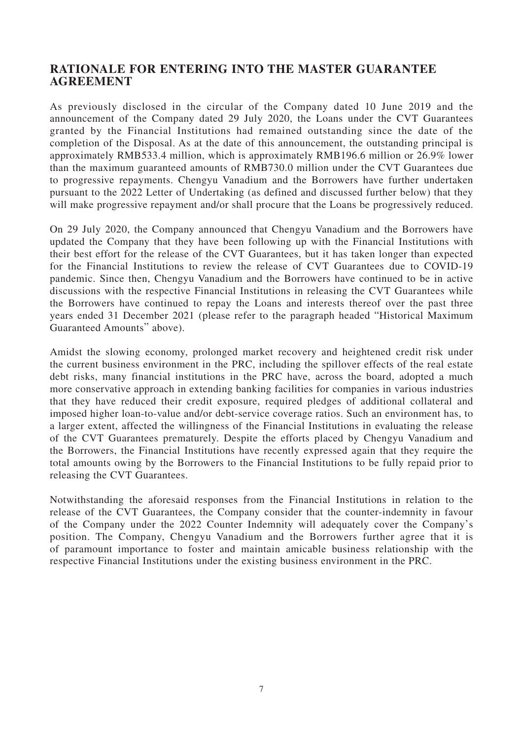## RATIONALE FOR ENTERING INTO THE MASTER GUARANTEE AGREEMENT

As previously disclosed in the circular of the Company dated 10 June 2019 and the announcement of the Company dated 29 July 2020, the Loans under the CVT Guarantees granted by the Financial Institutions had remained outstanding since the date of the completion of the Disposal. As at the date of this announcement, the outstanding principal is approximately RMB533.4 million, which is approximately RMB196.6 million or 26.9% lower than the maximum guaranteed amounts of RMB730.0 million under the CVT Guarantees due to progressive repayments. Chengyu Vanadium and the Borrowers have further undertaken pursuant to the 2022 Letter of Undertaking (as defined and discussed further below) that they will make progressive repayment and/or shall procure that the Loans be progressively reduced.

On 29 July 2020, the Company announced that Chengyu Vanadium and the Borrowers have updated the Company that they have been following up with the Financial Institutions with their best effort for the release of the CVT Guarantees, but it has taken longer than expected for the Financial Institutions to review the release of CVT Guarantees due to COVID-19 pandemic. Since then, Chengyu Vanadium and the Borrowers have continued to be in active discussions with the respective Financial Institutions in releasing the CVT Guarantees while the Borrowers have continued to repay the Loans and interests thereof over the past three years ended 31 December 2021 (please refer to the paragraph headed "Historical Maximum Guaranteed Amounts" above).

Amidst the slowing economy, prolonged market recovery and heightened credit risk under the current business environment in the PRC, including the spillover effects of the real estate debt risks, many financial institutions in the PRC have, across the board, adopted a much more conservative approach in extending banking facilities for companies in various industries that they have reduced their credit exposure, required pledges of additional collateral and imposed higher loan-to-value and/or debt-service coverage ratios. Such an environment has, to a larger extent, affected the willingness of the Financial Institutions in evaluating the release of the CVT Guarantees prematurely. Despite the efforts placed by Chengyu Vanadium and the Borrowers, the Financial Institutions have recently expressed again that they require the total amounts owing by the Borrowers to the Financial Institutions to be fully repaid prior to releasing the CVT Guarantees.

Notwithstanding the aforesaid responses from the Financial Institutions in relation to the release of the CVT Guarantees, the Company consider that the counter-indemnity in favour of the Company under the 2022 Counter Indemnity will adequately cover the Company's position. The Company, Chengyu Vanadium and the Borrowers further agree that it is of paramount importance to foster and maintain amicable business relationship with the respective Financial Institutions under the existing business environment in the PRC.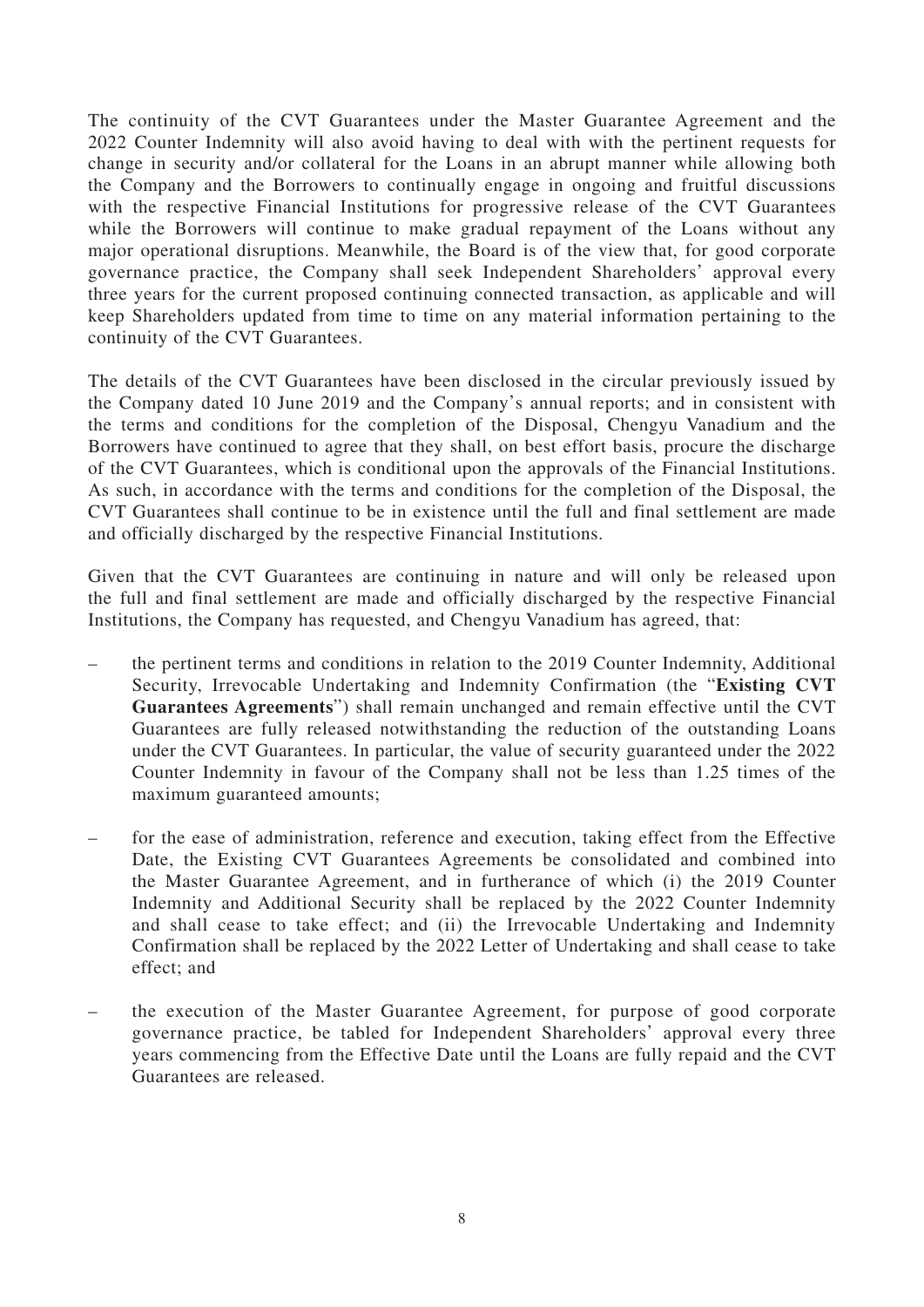The continuity of the CVT Guarantees under the Master Guarantee Agreement and the 2022 Counter Indemnity will also avoid having to deal with with the pertinent requests for change in security and/or collateral for the Loans in an abrupt manner while allowing both the Company and the Borrowers to continually engage in ongoing and fruitful discussions with the respective Financial Institutions for progressive release of the CVT Guarantees while the Borrowers will continue to make gradual repayment of the Loans without any major operational disruptions. Meanwhile, the Board is of the view that, for good corporate governance practice, the Company shall seek Independent Shareholders' approval every three years for the current proposed continuing connected transaction, as applicable and will keep Shareholders updated from time to time on any material information pertaining to the continuity of the CVT Guarantees.

The details of the CVT Guarantees have been disclosed in the circular previously issued by the Company dated 10 June 2019 and the Company's annual reports; and in consistent with the terms and conditions for the completion of the Disposal, Chengyu Vanadium and the Borrowers have continued to agree that they shall, on best effort basis, procure the discharge of the CVT Guarantees, which is conditional upon the approvals of the Financial Institutions. As such, in accordance with the terms and conditions for the completion of the Disposal, the CVT Guarantees shall continue to be in existence until the full and final settlement are made and officially discharged by the respective Financial Institutions.

Given that the CVT Guarantees are continuing in nature and will only be released upon the full and final settlement are made and officially discharged by the respective Financial Institutions, the Company has requested, and Chengyu Vanadium has agreed, that:

– the pertinent terms and conditions in relation to the 2019 Counter Indemnity, Additional Security, Irrevocable Undertaking and Indemnity Confirmation (the "**Existing CVT Guarantees Agreements**") shall remain unchanged and remain effective until the CVT Guarantees are fully released notwithstanding the reduction of the outstanding Loans under the CVT Guarantees. In particular, the value of security guaranteed under the 2022 Counter Indemnity in favour of the Company shall not be less than 1.25 times of the maximum guaranteed amounts;

– for the ease of administration, reference and execution, taking effect from the Effective Date, the Existing CVT Guarantees Agreements be consolidated and combined into the Master Guarantee Agreement, and in furtherance of which (i) the 2019 Counter Indemnity and Additional Security shall be replaced by the 2022 Counter Indemnity and shall cease to take effect; and (ii) the Irrevocable Undertaking and Indemnity Confirmation shall be replaced by the 2022 Letter of Undertaking and shall cease to take effect; and

– the execution of the Master Guarantee Agreement, for purpose of good corporate governance practice, be tabled for Independent Shareholders' approval every three years commencing from the Effective Date until the Loans are fully repaid and the CVT Guarantees are released.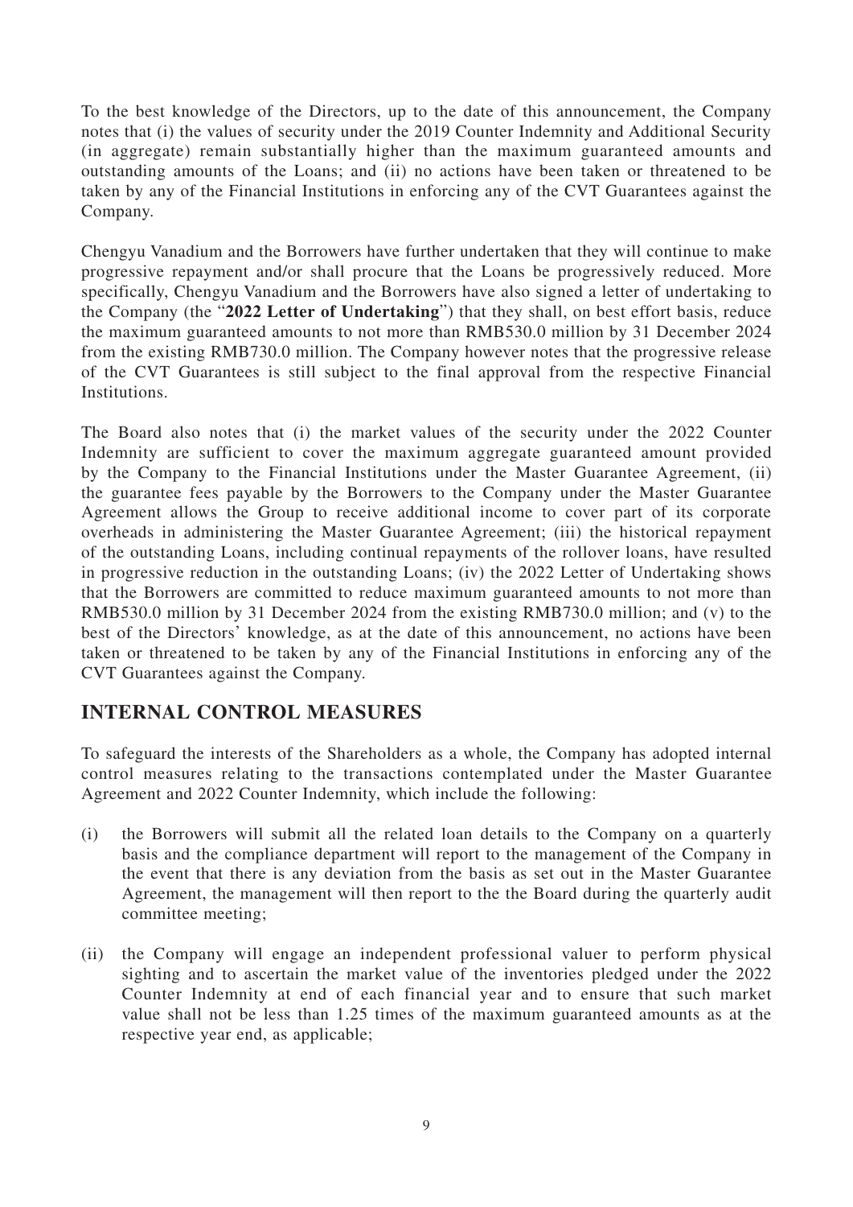To the best knowledge of the Directors, up to the date of this announcement, the Company notes that (i) the values of security under the 2019 Counter Indemnity and Additional Security (in aggregate) remain substantially higher than the maximum guaranteed amounts and outstanding amounts of the Loans; and (ii) no actions have been taken or threatened to be taken by any of the Financial Institutions in enforcing any of the CVT Guarantees against the Company.

Chengyu Vanadium and the Borrowers have further undertaken that they will continue to make progressive repayment and/or shall procure that the Loans be progressively reduced. More specifically, Chengyu Vanadium and the Borrowers have also signed a letter of undertaking to the Company (the "**2022 Letter of Undertaking**") that they shall, on best effort basis, reduce the maximum guaranteed amounts to not more than RMB530.0 million by 31 December 2024 from the existing RMB730.0 million. The Company however notes that the progressive release of the CVT Guarantees is still subject to the final approval from the respective Financial Institutions.

The Board also notes that (i) the market values of the security under the 2022 Counter Indemnity are sufficient to cover the maximum aggregate guaranteed amount provided by the Company to the Financial Institutions under the Master Guarantee Agreement, (ii) the guarantee fees payable by the Borrowers to the Company under the Master Guarantee Agreement allows the Group to receive additional income to cover part of its corporate overheads in administering the Master Guarantee Agreement; (iii) the historical repayment of the outstanding Loans, including continual repayments of the rollover loans, have resulted in progressive reduction in the outstanding Loans; (iv) the 2022 Letter of Undertaking shows that the Borrowers are committed to reduce maximum guaranteed amounts to not more than RMB530.0 million by 31 December 2024 from the existing RMB730.0 million; and (v) to the best of the Directors' knowledge, as at the date of this announcement, no actions have been taken or threatened to be taken by any of the Financial Institutions in enforcing any of the CVT Guarantees against the Company.

## INTERNAL CONTROL MEASURES

To safeguard the interests of the Shareholders as a whole, the Company has adopted internal control measures relating to the transactions contemplated under the Master Guarantee Agreement and 2022 Counter Indemnity, which include the following:

(i) the Borrowers will submit all the related loan details to the Company on a quarterly basis and the compliance department will report to the management of the Company in the event that there is any deviation from the basis as set out in the Master Guarantee Agreement, the management will then report to the the Board during the quarterly audit committee meeting;

(ii) the Company will engage an independent professional valuer to perform physical sighting and to ascertain the market value of the inventories pledged under the 2022 Counter Indemnity at end of each financial year and to ensure that such market value shall not be less than 1.25 times of the maximum guaranteed amounts as at the respective year end, as applicable;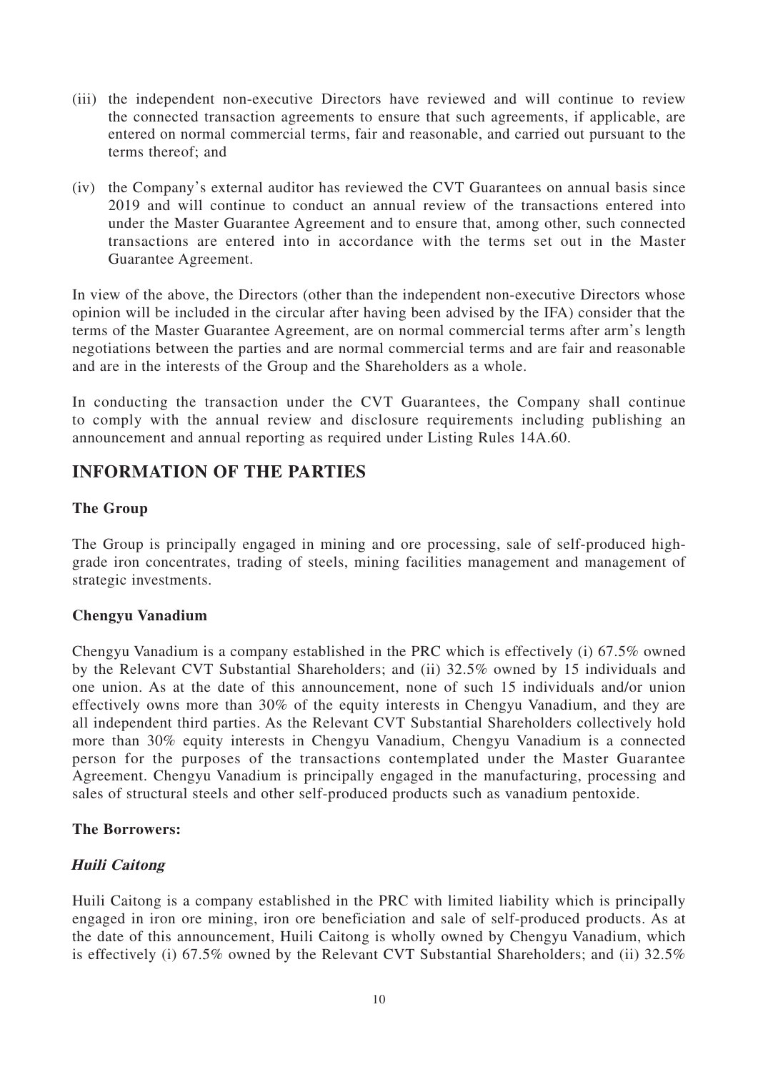(iii) the independent non-executive Directors have reviewed and will continue to review the connected transaction agreements to ensure that such agreements, if applicable, are entered on normal commercial terms, fair and reasonable, and carried out pursuant to the terms thereof; and

(iv) the Company's external auditor has reviewed the CVT Guarantees on annual basis since 2019 and will continue to conduct an annual review of the transactions entered into under the Master Guarantee Agreement and to ensure that, among other, such connected transactions are entered into in accordance with the terms set out in the Master Guarantee Agreement.

In view of the above, the Directors (other than the independent non-executive Directors whose opinion will be included in the circular after having been advised by the IFA) consider that the terms of the Master Guarantee Agreement, are on normal commercial terms after arm's length negotiations between the parties and are normal commercial terms and are fair and reasonable and are in the interests of the Group and the Shareholders as a whole.

In conducting the transaction under the CVT Guarantees, the Company shall continue to comply with the annual review and disclosure requirements including publishing an announcement and annual reporting as required under Listing Rules 14A.60.

## INFORMATION OF THE PARTIES

### The Group

The Group is principally engaged in mining and ore processing, sale of self-produced high-grade iron concentrates, trading of steels, mining facilities management and management of strategic investments.

### Chengyu Vanadium

Chengyu Vanadium is a company established in the PRC which is effectively (i) 67.5% owned by the Relevant CVT Substantial Shareholders; and (ii) 32.5% owned by 15 individuals and one union. As at the date of this announcement, none of such 15 individuals and/or union effectively owns more than 30% of the equity interests in Chengyu Vanadium, and they are all independent third parties. As the Relevant CVT Substantial Shareholders collectively hold more than 30% equity interests in Chengyu Vanadium, Chengyu Vanadium is a connected person for the purposes of the transactions contemplated under the Master Guarantee Agreement. Chengyu Vanadium is principally engaged in the manufacturing, processing and sales of structural steels and other self-produced products such as vanadium pentoxide.

### The Borrowers:

#### *Huili Caitong*

Huili Caitong is a company established in the PRC with limited liability which is principally engaged in iron ore mining, iron ore beneficiation and sale of self-produced products. As at the date of this announcement, Huili Caitong is wholly owned by Chengyu Vanadium, which is effectively (i) 67.5% owned by the Relevant CVT Substantial Shareholders; and (ii) 32.5%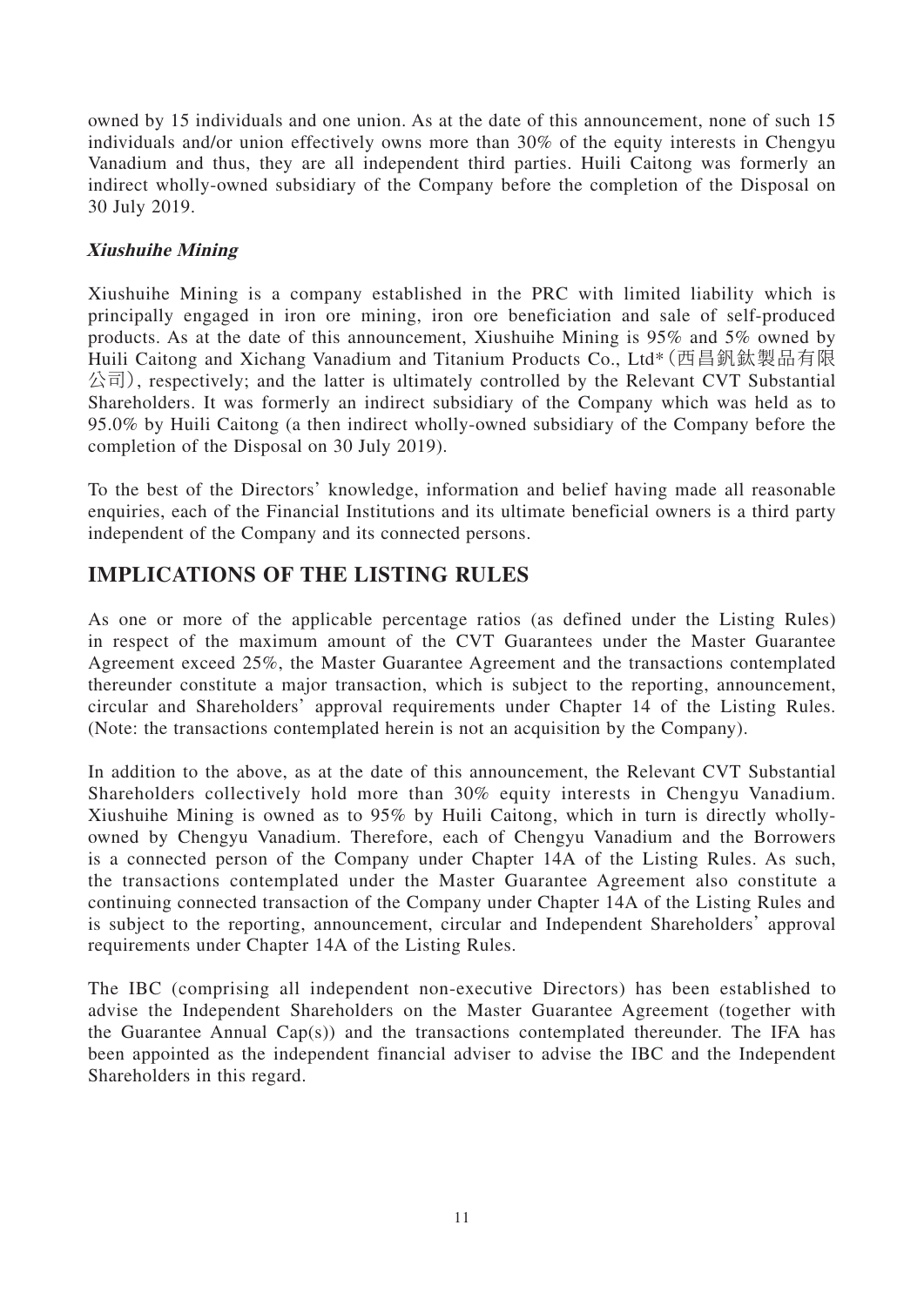owned by 15 individuals and one union. As at the date of this announcement, none of such 15 individuals and/or union effectively owns more than 30% of the equity interests in Chengyu Vanadium and thus, they are all independent third parties. Huili Caitong was formerly an indirect wholly-owned subsidiary of the Company before the completion of the Disposal on 30 July 2019.

***Xiushuihe Mining***

Xiushuihe Mining is a company established in the PRC with limited liability which is principally engaged in iron ore mining, iron ore beneficiation and sale of self-produced products. As at the date of this announcement, Xiushuihe Mining is 95% and 5% owned by Huili Caitong and Xichang Vanadium and Titanium Products Co., Ltd*（西昌釩鈦製品有限公司）, respectively; and the latter is ultimately controlled by the Relevant CVT Substantial Shareholders. It was formerly an indirect subsidiary of the Company which was held as to 95.0% by Huili Caitong (a then indirect wholly-owned subsidiary of the Company before the completion of the Disposal on 30 July 2019).

To the best of the Directors' knowledge, information and belief having made all reasonable enquiries, each of the Financial Institutions and its ultimate beneficial owners is a third party independent of the Company and its connected persons.

## IMPLICATIONS OF THE LISTING RULES

As one or more of the applicable percentage ratios (as defined under the Listing Rules) in respect of the maximum amount of the CVT Guarantees under the Master Guarantee Agreement exceed 25%, the Master Guarantee Agreement and the transactions contemplated thereunder constitute a major transaction, which is subject to the reporting, announcement, circular and Shareholders' approval requirements under Chapter 14 of the Listing Rules. (Note: the transactions contemplated herein is not an acquisition by the Company).

In addition to the above, as at the date of this announcement, the Relevant CVT Substantial Shareholders collectively hold more than 30% equity interests in Chengyu Vanadium. Xiushuihe Mining is owned as to 95% by Huili Caitong, which in turn is directly wholly-owned by Chengyu Vanadium. Therefore, each of Chengyu Vanadium and the Borrowers is a connected person of the Company under Chapter 14A of the Listing Rules. As such, the transactions contemplated under the Master Guarantee Agreement also constitute a continuing connected transaction of the Company under Chapter 14A of the Listing Rules and is subject to the reporting, announcement, circular and Independent Shareholders' approval requirements under Chapter 14A of the Listing Rules.

The IBC (comprising all independent non-executive Directors) has been established to advise the Independent Shareholders on the Master Guarantee Agreement (together with the Guarantee Annual Cap(s)) and the transactions contemplated thereunder. The IFA has been appointed as the independent financial adviser to advise the IBC and the Independent Shareholders in this regard.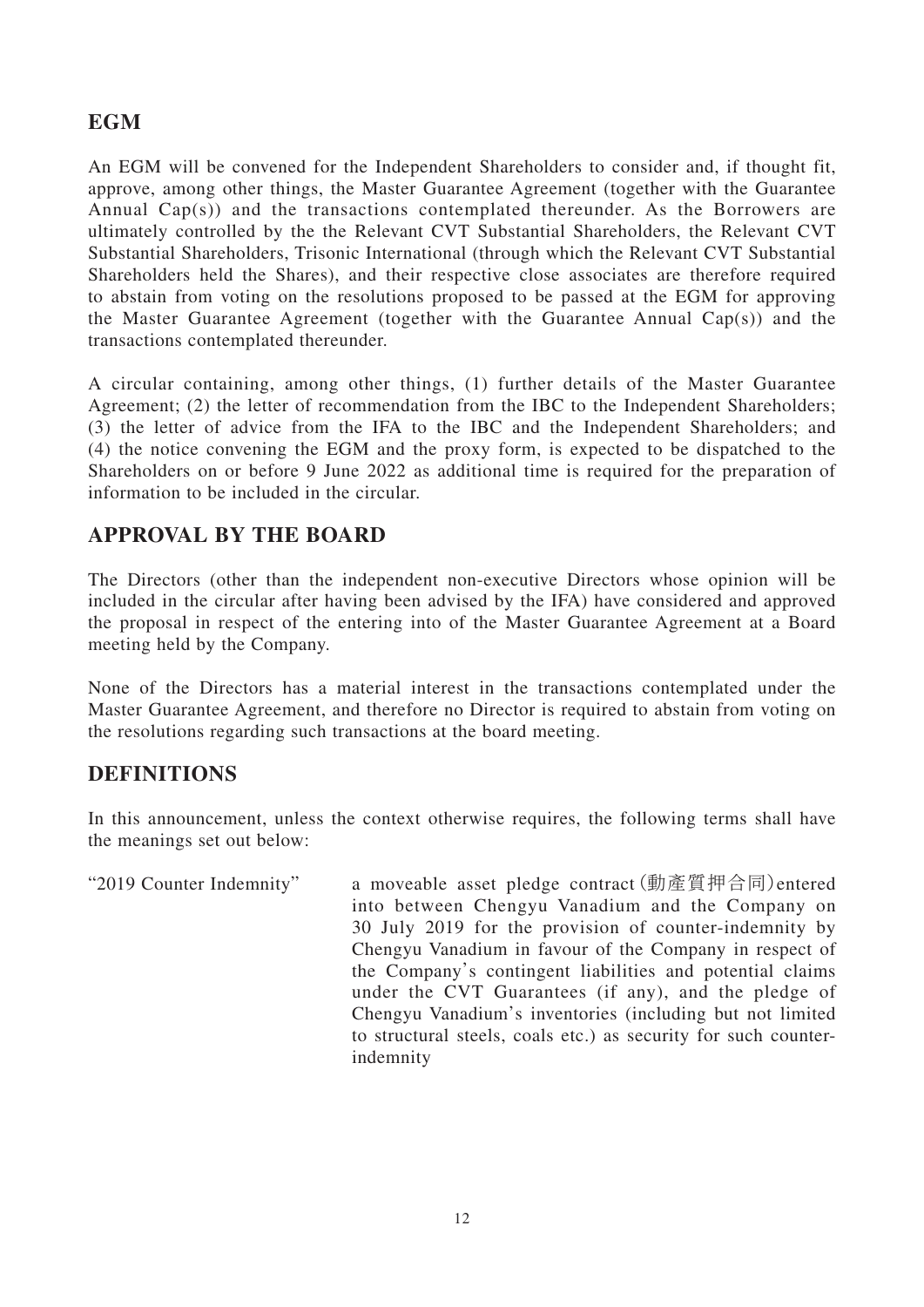## EGM

An EGM will be convened for the Independent Shareholders to consider and, if thought fit, approve, among other things, the Master Guarantee Agreement (together with the Guarantee Annual Cap(s)) and the transactions contemplated thereunder. As the Borrowers are ultimately controlled by the the Relevant CVT Substantial Shareholders, the Relevant CVT Substantial Shareholders, Trisonic International (through which the Relevant CVT Substantial Shareholders held the Shares), and their respective close associates are therefore required to abstain from voting on the resolutions proposed to be passed at the EGM for approving the Master Guarantee Agreement (together with the Guarantee Annual Cap(s)) and the transactions contemplated thereunder.

A circular containing, among other things, (1) further details of the Master Guarantee Agreement; (2) the letter of recommendation from the IBC to the Independent Shareholders; (3) the letter of advice from the IFA to the IBC and the Independent Shareholders; and (4) the notice convening the EGM and the proxy form, is expected to be dispatched to the Shareholders on or before 9 June 2022 as additional time is required for the preparation of information to be included in the circular.

## APPROVAL BY THE BOARD

The Directors (other than the independent non-executive Directors whose opinion will be included in the circular after having been advised by the IFA) have considered and approved the proposal in respect of the entering into of the Master Guarantee Agreement at a Board meeting held by the Company.

None of the Directors has a material interest in the transactions contemplated under the Master Guarantee Agreement, and therefore no Director is required to abstain from voting on the resolutions regarding such transactions at the board meeting.

## DEFINITIONS

In this announcement, unless the context otherwise requires, the following terms shall have the meanings set out below:

| | |
|---|---|
| "2019 Counter Indemnity" | a moveable asset pledge contract (動產質押合同) entered into between Chengyu Vanadium and the Company on 30 July 2019 for the provision of counter-indemnity by Chengyu Vanadium in favour of the Company in respect of the Company's contingent liabilities and potential claims under the CVT Guarantees (if any), and the pledge of Chengyu Vanadium's inventories (including but not limited to structural steels, coals etc.) as security for such counter-indemnity |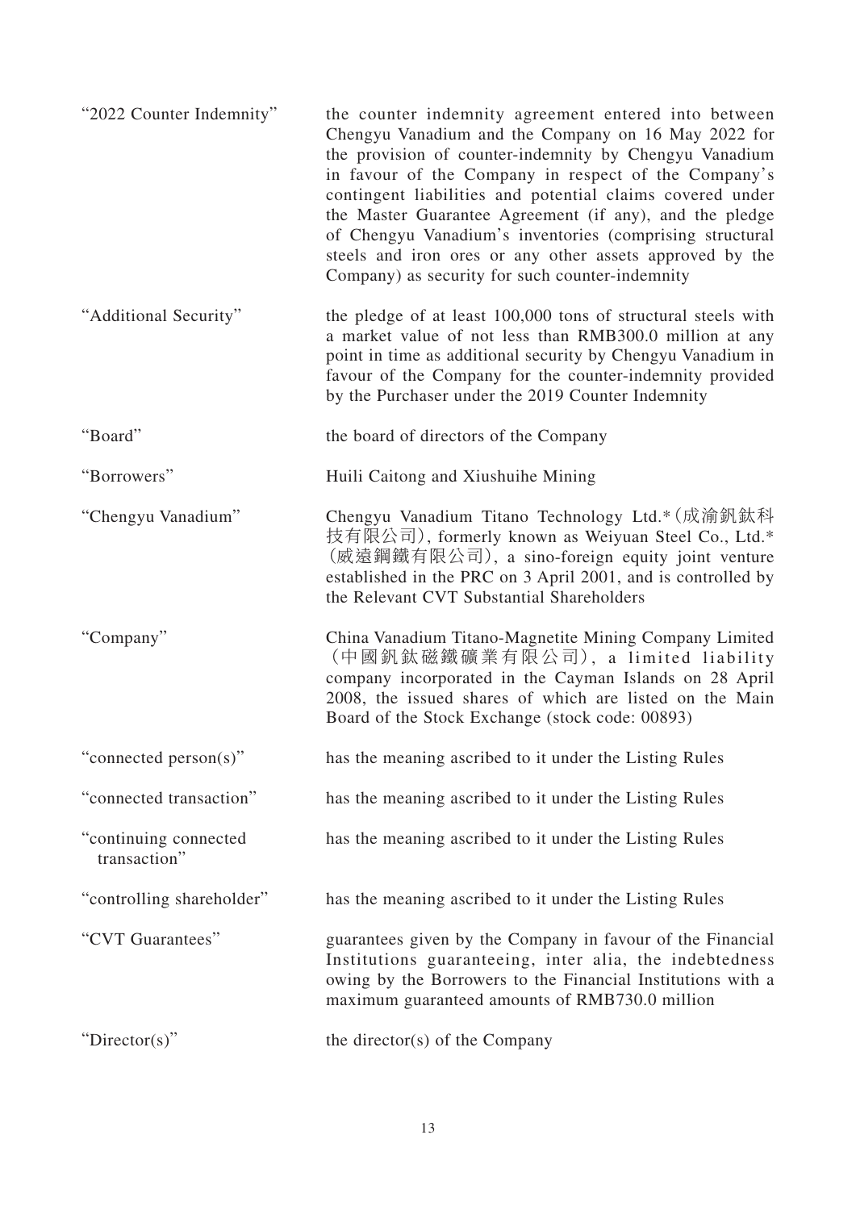| | |
|---|---|
| "2022 Counter Indemnity" | the counter indemnity agreement entered into between Chengyu Vanadium and the Company on 16 May 2022 for the provision of counter-indemnity by Chengyu Vanadium in favour of the Company in respect of the Company's contingent liabilities and potential claims covered under the Master Guarantee Agreement (if any), and the pledge of Chengyu Vanadium's inventories (comprising structural steels and iron ores or any other assets approved by the Company) as security for such counter-indemnity |
| "Additional Security" | the pledge of at least 100,000 tons of structural steels with a market value of not less than RMB300.0 million at any point in time as additional security by Chengyu Vanadium in favour of the Company for the counter-indemnity provided by the Purchaser under the 2019 Counter Indemnity |
| "Board" | the board of directors of the Company |
| "Borrowers" | Huili Caitong and Xiushuihe Mining |
| "Chengyu Vanadium" | Chengyu Vanadium Titano Technology Ltd.* (成渝釩鈦科技有限公司), formerly known as Weiyuan Steel Co., Ltd.* (威遠鋼鐵有限公司), a sino-foreign equity joint venture established in the PRC on 3 April 2001, and is controlled by the Relevant CVT Substantial Shareholders |
| "Company" | China Vanadium Titano-Magnetite Mining Company Limited (中國釩鈦磁鐵礦業有限公司), a limited liability company incorporated in the Cayman Islands on 28 April 2008, the issued shares of which are listed on the Main Board of the Stock Exchange (stock code: 00893) |
| "connected person(s)" | has the meaning ascribed to it under the Listing Rules |
| "connected transaction" | has the meaning ascribed to it under the Listing Rules |
| "continuing connected transaction" | has the meaning ascribed to it under the Listing Rules |
| "controlling shareholder" | has the meaning ascribed to it under the Listing Rules |
| "CVT Guarantees" | guarantees given by the Company in favour of the Financial Institutions guaranteeing, inter alia, the indebtedness owing by the Borrowers to the Financial Institutions with a maximum guaranteed amounts of RMB730.0 million |
| "Director(s)" | the director(s) of the Company |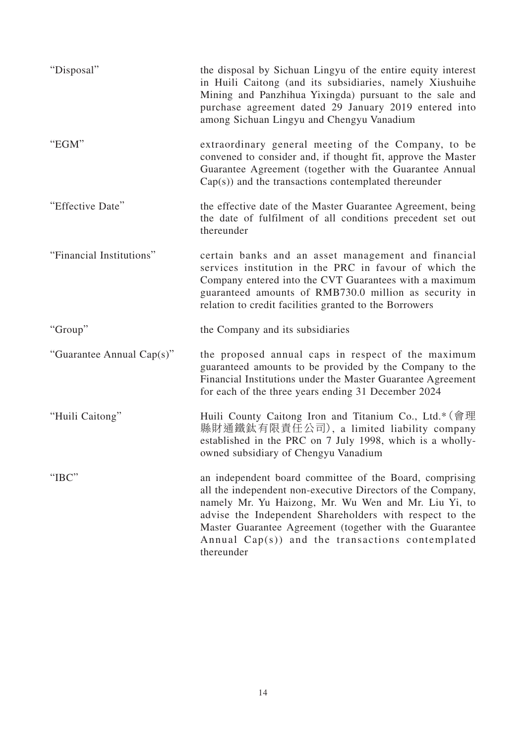| | |
|---|---|
| "Disposal" | the disposal by Sichuan Lingyu of the entire equity interest in Huili Caitong (and its subsidiaries, namely Xiushuihe Mining and Panzhihua Yixingda) pursuant to the sale and purchase agreement dated 29 January 2019 entered into among Sichuan Lingyu and Chengyu Vanadium |
| "EGM" | extraordinary general meeting of the Company, to be convened to consider and, if thought fit, approve the Master Guarantee Agreement (together with the Guarantee Annual Cap(s)) and the transactions contemplated thereunder |
| "Effective Date" | the effective date of the Master Guarantee Agreement, being the date of fulfilment of all conditions precedent set out thereunder |
| "Financial Institutions" | certain banks and an asset management and financial services institution in the PRC in favour of which the Company entered into the CVT Guarantees with a maximum guaranteed amounts of RMB730.0 million as security in relation to credit facilities granted to the Borrowers |
| "Group" | the Company and its subsidiaries |
| "Guarantee Annual Cap(s)" | the proposed annual caps in respect of the maximum guaranteed amounts to be provided by the Company to the Financial Institutions under the Master Guarantee Agreement for each of the three years ending 31 December 2024 |
| "Huili Caitong" | Huili County Caitong Iron and Titanium Co., Ltd.* (會理縣財通鐵鈦有限責任公司), a limited liability company established in the PRC on 7 July 1998, which is a wholly-owned subsidiary of Chengyu Vanadium |
| "IBC" | an independent board committee of the Board, comprising all the independent non-executive Directors of the Company, namely Mr. Yu Haizong, Mr. Wu Wen and Mr. Liu Yi, to advise the Independent Shareholders with respect to the Master Guarantee Agreement (together with the Guarantee Annual Cap(s)) and the transactions contemplated thereunder |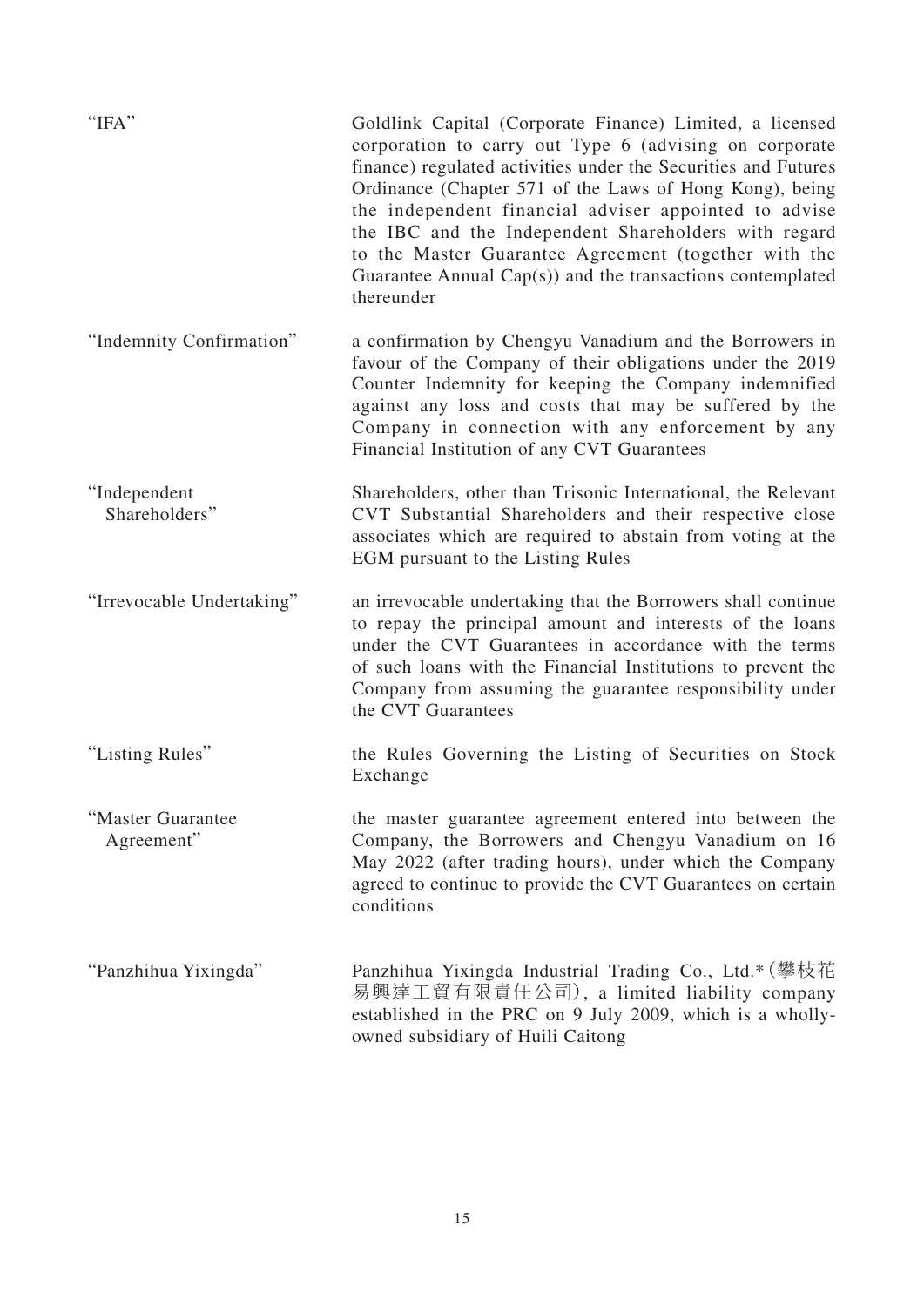| | |
|---|---|
| "IFA" | Goldlink Capital (Corporate Finance) Limited, a licensed corporation to carry out Type 6 (advising on corporate finance) regulated activities under the Securities and Futures Ordinance (Chapter 571 of the Laws of Hong Kong), being the independent financial adviser appointed to advise the IBC and the Independent Shareholders with regard to the Master Guarantee Agreement (together with the Guarantee Annual Cap(s)) and the transactions contemplated thereunder |
| "Indemnity Confirmation" | a confirmation by Chengyu Vanadium and the Borrowers in favour of the Company of their obligations under the 2019 Counter Indemnity for keeping the Company indemnified against any loss and costs that may be suffered by the Company in connection with any enforcement by any Financial Institution of any CVT Guarantees |
| "Independent Shareholders" | Shareholders, other than Trisonic International, the Relevant CVT Substantial Shareholders and their respective close associates which are required to abstain from voting at the EGM pursuant to the Listing Rules |
| "Irrevocable Undertaking" | an irrevocable undertaking that the Borrowers shall continue to repay the principal amount and interests of the loans under the CVT Guarantees in accordance with the terms of such loans with the Financial Institutions to prevent the Company from assuming the guarantee responsibility under the CVT Guarantees |
| "Listing Rules" | the Rules Governing the Listing of Securities on Stock Exchange |
| "Master Guarantee Agreement" | the master guarantee agreement entered into between the Company, the Borrowers and Chengyu Vanadium on 16 May 2022 (after trading hours), under which the Company agreed to continue to provide the CVT Guarantees on certain conditions |
| "Panzhihua Yixingda" | Panzhihua Yixingda Industrial Trading Co., Ltd.* (攀枝花易興達工貿有限責任公司), a limited liability company established in the PRC on 9 July 2009, which is a wholly-owned subsidiary of Huili Caitong |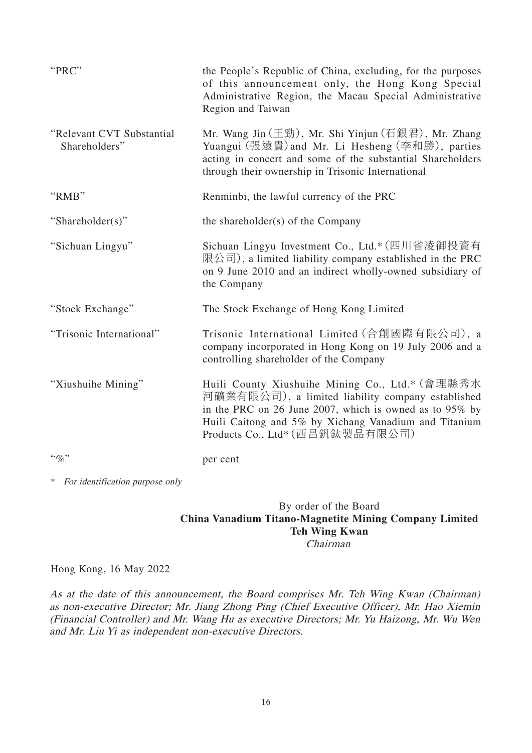| | |
|---|---|
| "PRC" | the People's Republic of China, excluding, for the purposes of this announcement only, the Hong Kong Special Administrative Region, the Macau Special Administrative Region and Taiwan |
| "Relevant CVT Substantial Shareholders" | Mr. Wang Jin (王勁), Mr. Shi Yinjun (石銀君), Mr. Zhang Yuangui (張遠貴) and Mr. Li Hesheng (李和勝), parties acting in concert and some of the substantial Shareholders through their ownership in Trisonic International |
| "RMB" | Renminbi, the lawful currency of the PRC |
| "Shareholder(s)" | the shareholder(s) of the Company |
| "Sichuan Lingyu" | Sichuan Lingyu Investment Co., Ltd.* (四川省凌御投資有限公司), a limited liability company established in the PRC on 9 June 2010 and an indirect wholly-owned subsidiary of the Company |
| "Stock Exchange" | The Stock Exchange of Hong Kong Limited |
| "Trisonic International" | Trisonic International Limited (合創國際有限公司), a company incorporated in Hong Kong on 19 July 2006 and a controlling shareholder of the Company |
| "Xiushuihe Mining" | Huili County Xiushuihe Mining Co., Ltd.* (會理縣秀水河礦業有限公司), a limited liability company established in the PRC on 26 June 2007, which is owned as to 95% by Huili Caitong and 5% by Xichang Vanadium and Titanium Products Co., Ltd* (西昌釩鈦製品有限公司) |
| "%" | per cent |

\* *For identification purpose only*

By order of the Board
**China Vanadium Titano-Magnetite Mining Company Limited**
**Teh Wing Kwan**
*Chairman*

Hong Kong, 16 May 2022

*As at the date of this announcement, the Board comprises Mr. Teh Wing Kwan (Chairman) as non-executive Director; Mr. Jiang Zhong Ping (Chief Executive Officer), Mr. Hao Xiemin (Financial Controller) and Mr. Wang Hu as executive Directors; Mr. Yu Haizong, Mr. Wu Wen and Mr. Liu Yi as independent non-executive Directors.*